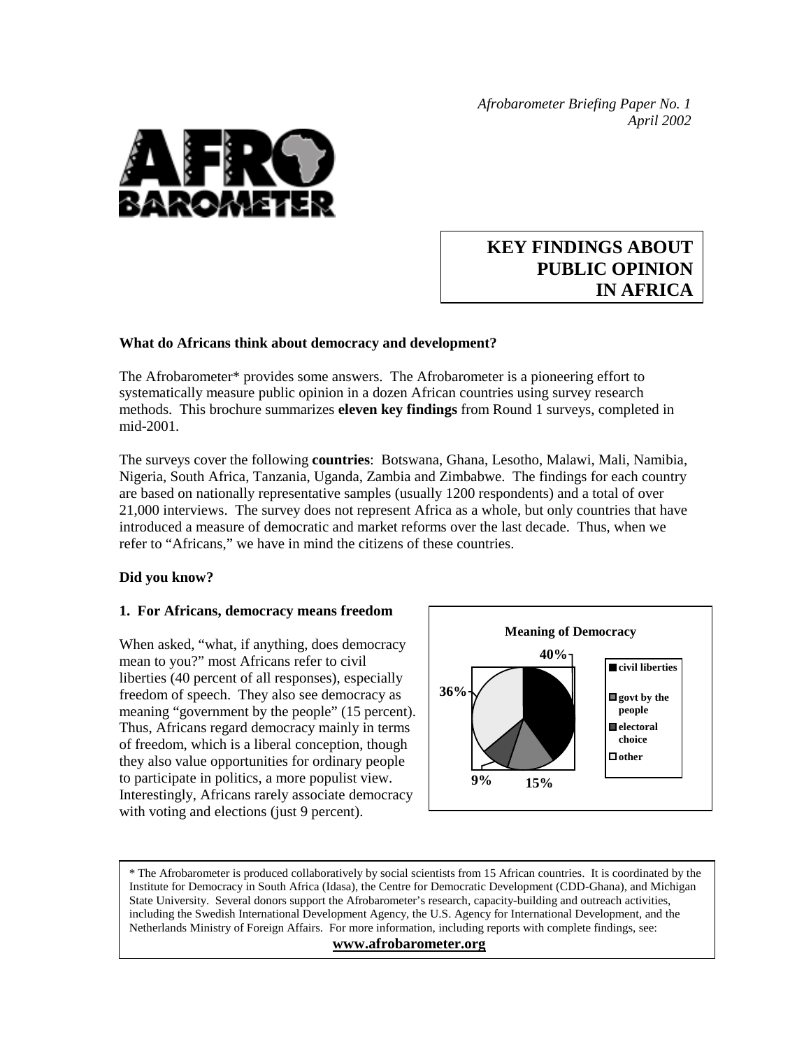*Afrobarometer Briefing Paper No. 1*
*April 2002*

# KEY FINDINGS ABOUT PUBLIC OPINION IN AFRICA

**What do Africans think about democracy and development?**

The Afrobarometer* provides some answers. The Afrobarometer is a pioneering effort to systematically measure public opinion in a dozen African countries using survey research methods. This brochure summarizes **eleven key findings** from Round 1 surveys, completed in mid-2001.

The surveys cover the following **countries**: Botswana, Ghana, Lesotho, Malawi, Mali, Namibia, Nigeria, South Africa, Tanzania, Uganda, Zambia and Zimbabwe. The findings for each country are based on nationally representative samples (usually 1200 respondents) and a total of over 21,000 interviews. The survey does not represent Africa as a whole, but only countries that have introduced a measure of democratic and market reforms over the last decade. Thus, when we refer to "Africans," we have in mind the citizens of these countries.

**Did you know?**

### 1. For Africans, democracy means freedom

When asked, "what, if anything, does democracy mean to you?" most Africans refer to civil liberties (40 percent of all responses), especially freedom of speech. They also see democracy as meaning "government by the people" (15 percent). Thus, Africans regard democracy mainly in terms of freedom, which is a liberal conception, though they also value opportunities for ordinary people to participate in politics, a more populist view. Interestingly, Africans rarely associate democracy with voting and elections (just 9 percent).

**Meaning of Democracy**

| Category | Percent |
|---|---|
| civil liberties | 40% |
| govt by the people | 15% |
| electoral choice | 9% |
| other | 36% |

\* The Afrobarometer is produced collaboratively by social scientists from 15 African countries. It is coordinated by the Institute for Democracy in South Africa (Idasa), the Centre for Democratic Development (CDD-Ghana), and Michigan State University. Several donors support the Afrobarometer's research, capacity-building and outreach activities, including the Swedish International Development Agency, the U.S. Agency for International Development, and the Netherlands Ministry of Foreign Affairs. For more information, including reports with complete findings, see: **www.afrobarometer.org**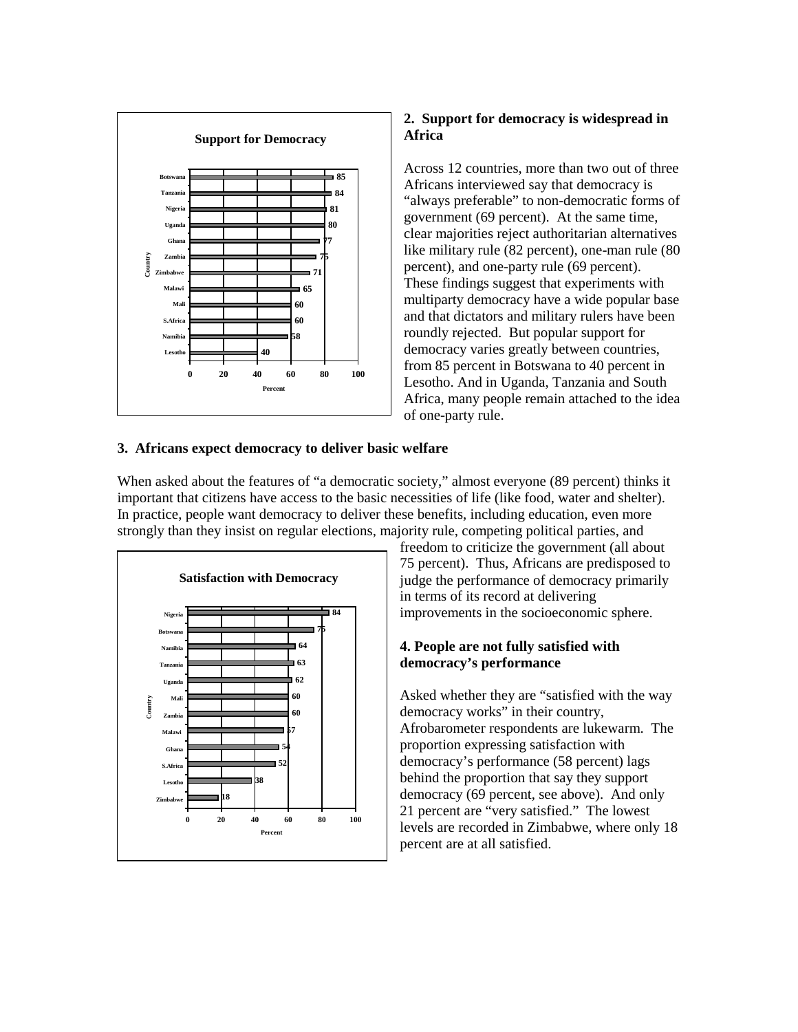**Support for Democracy**

| Country | Percent |
|---|---|
| Botswana | 85 |
| Tanzania | 84 |
| Nigeria | 81 |
| Uganda | 80 |
| Ghana | 77 |
| Zambia | 75 |
| Zimbabwe | 71 |
| Malawi | 65 |
| Mali | 60 |
| S.Africa | 60 |
| Namibia | 58 |
| Lesotho | 40 |

## 2. Support for democracy is widespread in Africa

Across 12 countries, more than two out of three Africans interviewed say that democracy is "always preferable" to non-democratic forms of government (69 percent). At the same time, clear majorities reject authoritarian alternatives like military rule (82 percent), one-man rule (80 percent), and one-party rule (69 percent). These findings suggest that experiments with multiparty democracy have a wide popular base and that dictators and military rulers have been roundly rejected. But popular support for democracy varies greatly between countries, from 85 percent in Botswana to 40 percent in Lesotho. And in Uganda, Tanzania and South Africa, many people remain attached to the idea of one-party rule.

## 3. Africans expect democracy to deliver basic welfare

When asked about the features of "a democratic society," almost everyone (89 percent) thinks it important that citizens have access to the basic necessities of life (like food, water and shelter). In practice, people want democracy to deliver these benefits, including education, even more strongly than they insist on regular elections, majority rule, competing political parties, and freedom to criticize the government (all about 75 percent). Thus, Africans are predisposed to judge the performance of democracy primarily in terms of its record at delivering improvements in the socioeconomic sphere.

**Satisfaction with Democracy**

| Country | Percent |
|---|---|
| Nigeria | 84 |
| Botswana | 75 |
| Namibia | 64 |
| Tanzania | 63 |
| Uganda | 62 |
| Mali | 60 |
| Zambia | 60 |
| Malawi | 57 |
| Ghana | 54 |
| S.Africa | 52 |
| Lesotho | 38 |
| Zimbabwe | 18 |

## 4. People are not fully satisfied with democracy's performance

Asked whether they are "satisfied with the way democracy works" in their country, Afrobarometer respondents are lukewarm. The proportion expressing satisfaction with democracy's performance (58 percent) lags behind the proportion that say they support democracy (69 percent, see above). And only 21 percent are "very satisfied." The lowest levels are recorded in Zimbabwe, where only 18 percent are at all satisfied.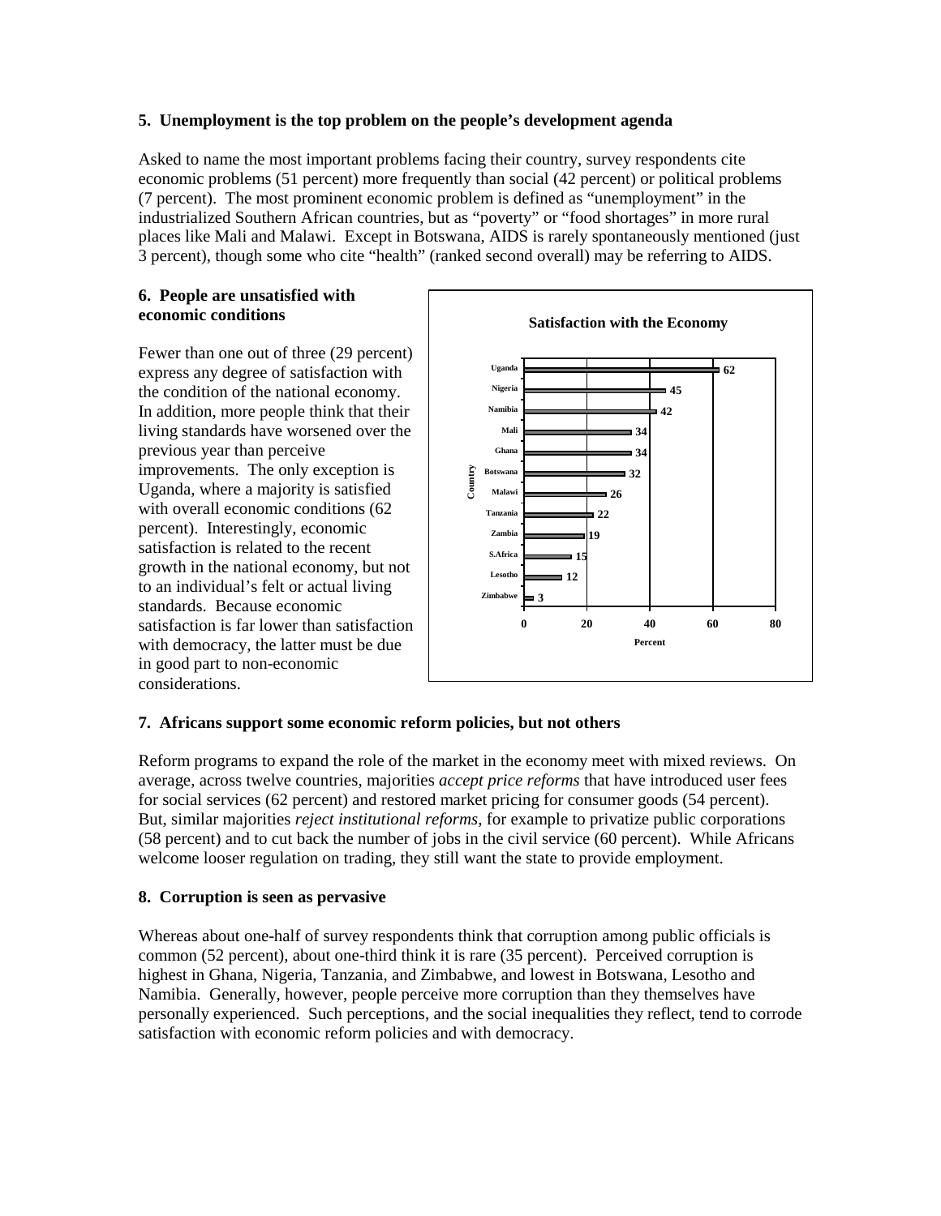**5. Unemployment is the top problem on the people's development agenda**

Asked to name the most important problems facing their country, survey respondents cite economic problems (51 percent) more frequently than social (42 percent) or political problems (7 percent). The most prominent economic problem is defined as "unemployment" in the industrialized Southern African countries, but as "poverty" or "food shortages" in more rural places like Mali and Malawi. Except in Botswana, AIDS is rarely spontaneously mentioned (just 3 percent), though some who cite "health" (ranked second overall) may be referring to AIDS.

**6. People are unsatisfied with economic conditions**

Fewer than one out of three (29 percent) express any degree of satisfaction with the condition of the national economy. In addition, more people think that their living standards have worsened over the previous year than perceive improvements. The only exception is Uganda, where a majority is satisfied with overall economic conditions (62 percent). Interestingly, economic satisfaction is related to the recent growth in the national economy, but not to an individual's felt or actual living standards. Because economic satisfaction is far lower than satisfaction with democracy, the latter must be due in good part to non-economic considerations.

**Satisfaction with the Economy**

| Country | Percent |
|---|---|
| Uganda | 62 |
| Nigeria | 45 |
| Namibia | 42 |
| Mali | 34 |
| Ghana | 34 |
| Botswana | 32 |
| Malawi | 26 |
| Tanzania | 22 |
| Zambia | 19 |
| S.Africa | 15 |
| Lesotho | 12 |
| Zimbabwe | 3 |

**7. Africans support some economic reform policies, but not others**

Reform programs to expand the role of the market in the economy meet with mixed reviews. On average, across twelve countries, majorities *accept price reforms* that have introduced user fees for social services (62 percent) and restored market pricing for consumer goods (54 percent). But, similar majorities *reject institutional reforms*, for example to privatize public corporations (58 percent) and to cut back the number of jobs in the civil service (60 percent). While Africans welcome looser regulation on trading, they still want the state to provide employment.

**8. Corruption is seen as pervasive**

Whereas about one-half of survey respondents think that corruption among public officials is common (52 percent), about one-third think it is rare (35 percent). Perceived corruption is highest in Ghana, Nigeria, Tanzania, and Zimbabwe, and lowest in Botswana, Lesotho and Namibia. Generally, however, people perceive more corruption than they themselves have personally experienced. Such perceptions, and the social inequalities they reflect, tend to corrode satisfaction with economic reform policies and with democracy.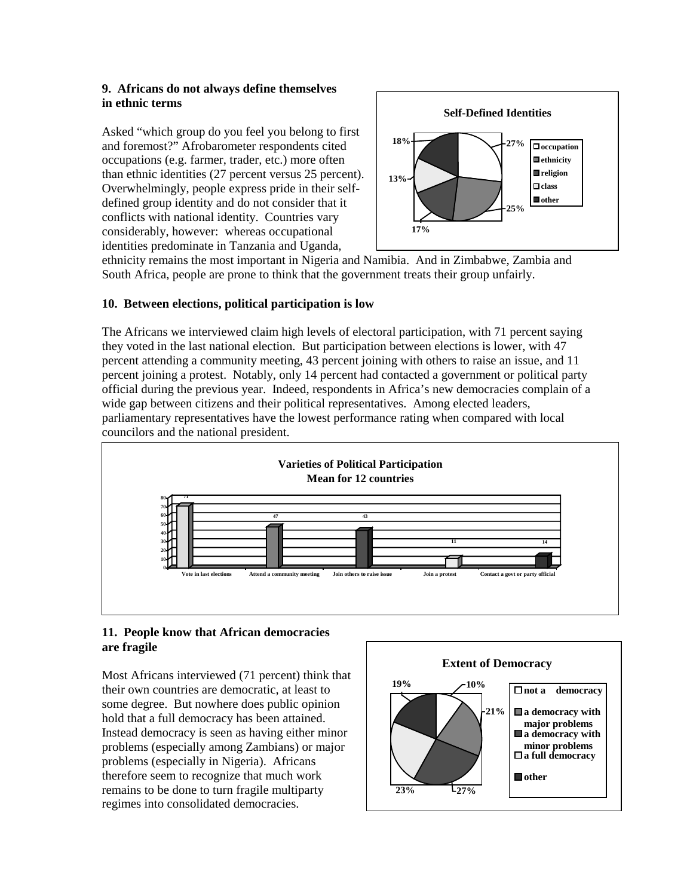### 9. Africans do not always define themselves in ethnic terms

Asked "which group do you feel you belong to first and foremost?" Afrobarometer respondents cited occupations (e.g. farmer, trader, etc.) more often than ethnic identities (27 percent versus 25 percent). Overwhelmingly, people express pride in their self-defined group identity and do not consider that it conflicts with national identity. Countries vary considerably, however: whereas occupational identities predominate in Tanzania and Uganda, ethnicity remains the most important in Nigeria and Namibia. And in Zimbabwe, Zambia and South Africa, people are prone to think that the government treats their group unfairly.

**Self-Defined Identities**

18%
27%
13%
25%
17%

occupation
ethnicity
religion
class
other

### 10. Between elections, political participation is low

The Africans we interviewed claim high levels of electoral participation, with 71 percent saying they voted in the last national election. But participation between elections is lower, with 47 percent attending a community meeting, 43 percent joining with others to raise an issue, and 11 percent joining a protest. Notably, only 14 percent had contacted a government or political party official during the previous year. Indeed, respondents in Africa's new democracies complain of a wide gap between citizens and their political representatives. Among elected leaders, parliamentary representatives have the lowest performance rating when compared with local councilors and the national president.

**Varieties of Political Participation**
**Mean for 12 countries**

0
10
20
30
40
50
60
70
80

71
47
43
11
14

Vote in last elections
Attend a community meeting
Join others to raise issue
Join a protest
Contact a govt or party official

### 11. People know that African democracies are fragile

Most Africans interviewed (71 percent) think that their own countries are democratic, at least to some degree. But nowhere does public opinion hold that a full democracy has been attained. Instead democracy is seen as having either minor problems (especially among Zambians) or major problems (especially in Nigeria). Africans therefore seem to recognize that much work remains to be done to turn fragile multiparty regimes into consolidated democracies.

**Extent of Democracy**

19%
10%
21%
23%
27%

not a democracy
a democracy with major problems
a democracy with minor problems
a full democracy
other